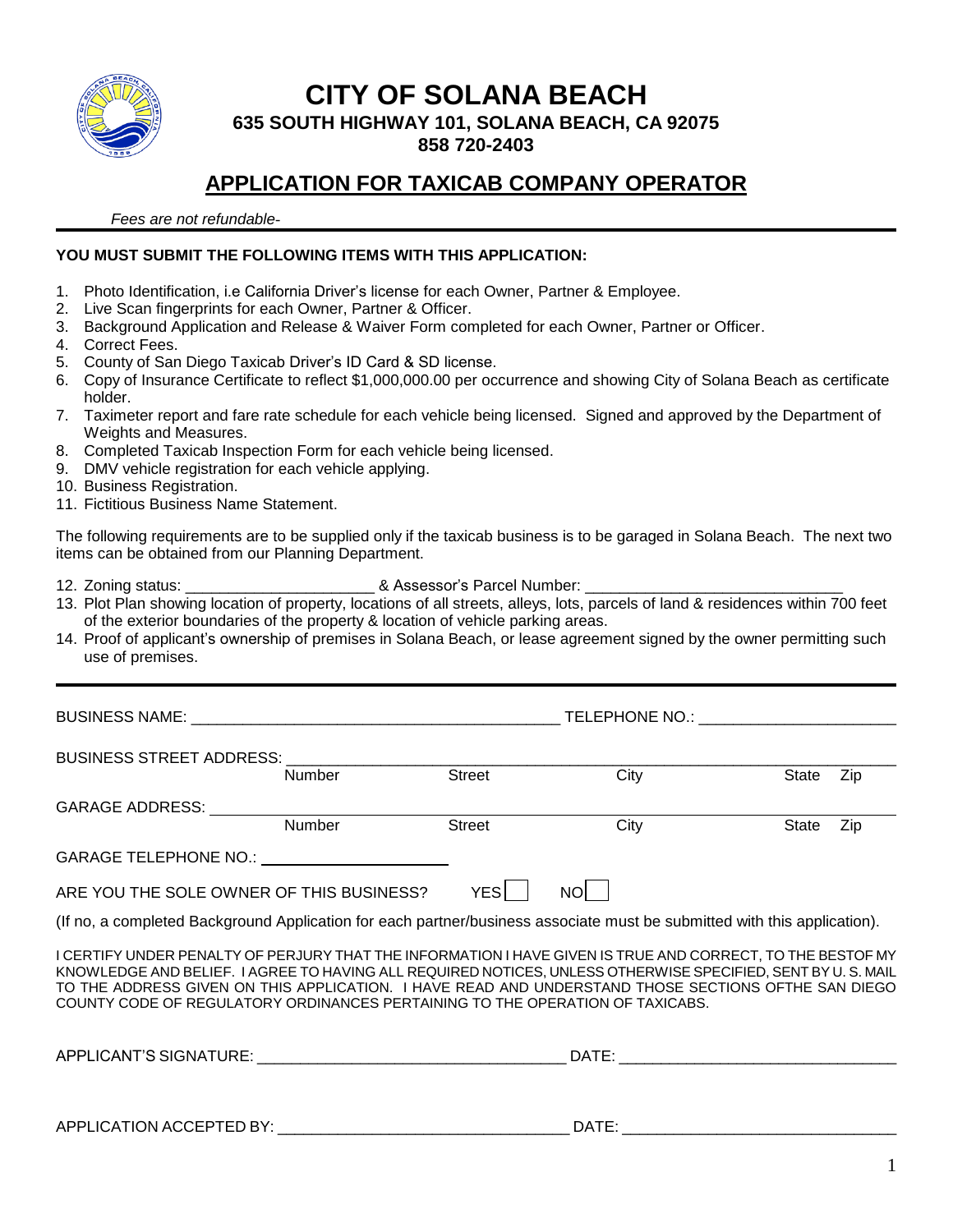# CITY OF SOLANA BEACH

**635 SOUTH HIGHWAY 101, SOLANA BEACH, CA 92075**

**858 720-2403**

## APPLICATION FOR TAXICAB COMPANY OPERATOR

*Fees are not refundable-*

**YOU MUST SUBMIT THE FOLLOWING ITEMS WITH THIS APPLICATION:**

1. Photo Identification, i.e California Driver's license for each Owner, Partner & Employee.
2. Live Scan fingerprints for each Owner, Partner & Officer.
3. Background Application and Release & Waiver Form completed for each Owner, Partner or Officer.
4. Correct Fees.
5. County of San Diego Taxicab Driver's ID Card & SD license.
6. Copy of Insurance Certificate to reflect $1,000,000.00 per occurrence and showing City of Solana Beach as certificate holder.
7. Taximeter report and fare rate schedule for each vehicle being licensed. Signed and approved by the Department of Weights and Measures.
8. Completed Taxicab Inspection Form for each vehicle being licensed.
9. DMV vehicle registration for each vehicle applying.
10. Business Registration.
11. Fictitious Business Name Statement.

The following requirements are to be supplied only if the taxicab business is to be garaged in Solana Beach. The next two items can be obtained from our Planning Department.

12. Zoning status: ______________________ & Assessor's Parcel Number: ______________________________
13. Plot Plan showing location of property, locations of all streets, alleys, lots, parcels of land & residences within 700 feet of the exterior boundaries of the property & location of vehicle parking areas.
14. Proof of applicant's ownership of premises in Solana Beach, or lease agreement signed by the owner permitting such use of premises.

---

BUSINESS NAME: __________________________________________ TELEPHONE NO.: ______________________

BUSINESS STREET ADDRESS: ______________________________________________________________
Number Street City State Zip

GARAGE ADDRESS: ______________________________________________________________
Number Street City State Zip

GARAGE TELEPHONE NO.: ______________________

ARE YOU THE SOLE OWNER OF THIS BUSINESS? YES ☐ NO ☐

(If no, a completed Background Application for each partner/business associate must be submitted with this application).

I CERTIFY UNDER PENALTY OF PERJURY THAT THE INFORMATION I HAVE GIVEN IS TRUE AND CORRECT, TO THE BESTOF MY KNOWLEDGE AND BELIEF. I AGREE TO HAVING ALL REQUIRED NOTICES, UNLESS OTHERWISE SPECIFIED, SENT BY U. S. MAIL TO THE ADDRESS GIVEN ON THIS APPLICATION. I HAVE READ AND UNDERSTAND THOSE SECTIONS OFTHE SAN DIEGO COUNTY CODE OF REGULATORY ORDINANCES PERTAINING TO THE OPERATION OF TAXICABS.

APPLICANT'S SIGNATURE: ___________________________________ DATE: _______________________________

APPLICATION ACCEPTED BY: _________________________________ DATE: _______________________________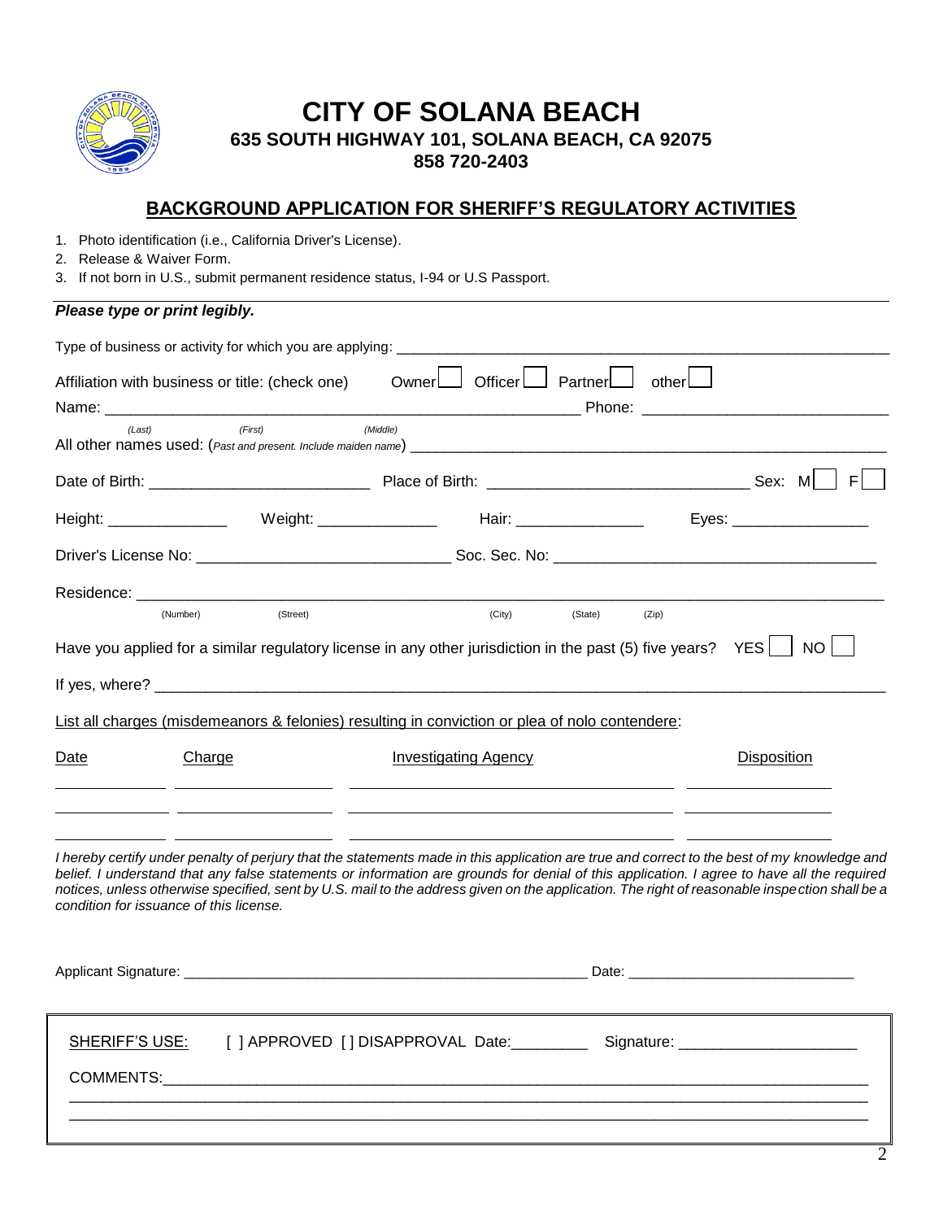# CITY OF SOLANA BEACH

### 635 SOUTH HIGHWAY 101, SOLANA BEACH, CA 92075
### 858 720-2403

## BACKGROUND APPLICATION FOR SHERIFF'S REGULATORY ACTIVITIES

1. Photo identification (i.e., California Driver's License).
2. Release & Waiver Form.
3. If not born in U.S., submit permanent residence status, I-94 or U.S Passport.

***Please type or print legibly.***

Type of business or activity for which you are applying: ______________________________

Affiliation with business or title: (check one) Owner ☐ Officer ☐ Partner ☐ other ☐

Name: ______________________________ Phone: ______________________________
(Last) (First) (Middle)

All other names used: (*Past and present. Include maiden name*) ______________________________

Date of Birth: ______________________ Place of Birth: ______________________ Sex: M ☐ F ☐

Height: ______________ Weight: ______________ Hair: ______________ Eyes: ______________

Driver's License No: ______________________ Soc. Sec. No: ______________________

Residence: ______________________________________________________________
(Number) (Street) (City) (State) (Zip)

Have you applied for a similar regulatory license in any other jurisdiction in the past (5) five years? YES ☐ NO ☐

If yes, where? ______________________________________________________________

List all charges (misdemeanors & felonies) resulting in conviction or plea of nolo contendere:

| Date | Charge | Investigating Agency | Disposition |
|---|---|---|---|
| | | | |
| | | | |
| | | | |

*I hereby certify under penalty of perjury that the statements made in this application are true and correct to the best of my knowledge and belief. I understand that any false statements or information are grounds for denial of this application. I agree to have all the required notices, unless otherwise specified, sent by U.S. mail to the address given on the application. The right of reasonable inspection shall be a condition for issuance of this license.*

Applicant Signature: ______________________________ Date: ______________________

SHERIFF'S USE: [ ] APPROVED [ ] DISAPPROVAL Date:__________ Signature: ______________________

COMMENTS: ______________________________________________________________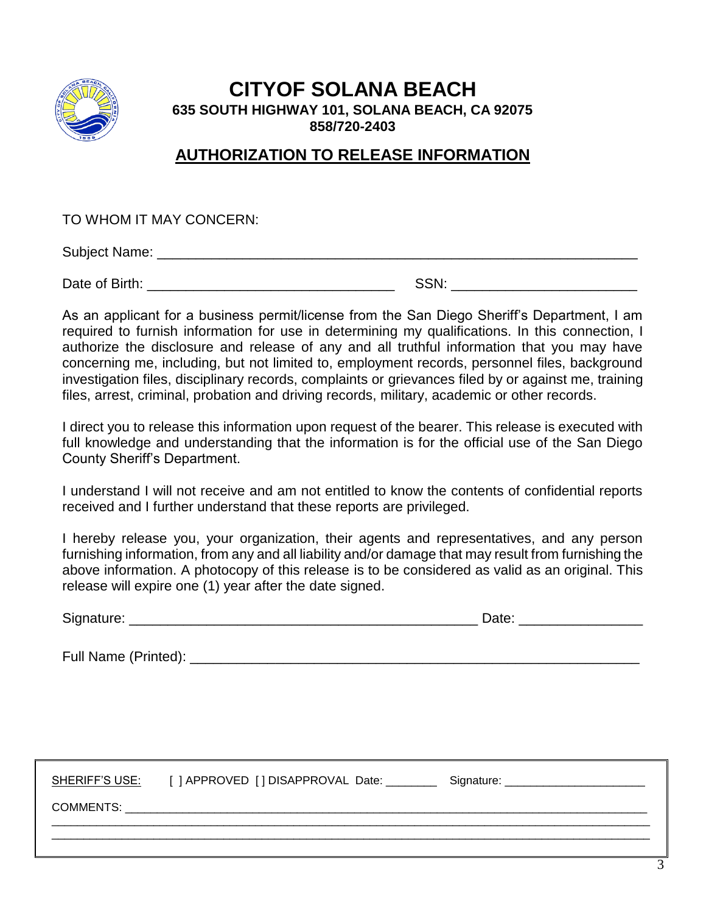# CITYOF SOLANA BEACH

**635 SOUTH HIGHWAY 101, SOLANA BEACH, CA 92075**
**858/720-2403**

## AUTHORIZATION TO RELEASE INFORMATION

TO WHOM IT MAY CONCERN:

Subject Name: ___________________________________________________________

Date of Birth: _______________________________ SSN: ________________________

As an applicant for a business permit/license from the San Diego Sheriff's Department, I am required to furnish information for use in determining my qualifications. In this connection, I authorize the disclosure and release of any and all truthful information that you may have concerning me, including, but not limited to, employment records, personnel files, background investigation files, disciplinary records, complaints or grievances filed by or against me, training files, arrest, criminal, probation and driving records, military, academic or other records.

I direct you to release this information upon request of the bearer. This release is executed with full knowledge and understanding that the information is for the official use of the San Diego County Sheriff's Department.

I understand I will not receive and am not entitled to know the contents of confidential reports received and I further understand that these reports are privileged.

I hereby release you, your organization, their agents and representatives, and any person furnishing information, from any and all liability and/or damage that may result from furnishing the above information. A photocopy of this release is to be considered as valid as an original. This release will expire one (1) year after the date signed.

Signature: ____________________________________________ Date: _______________

Full Name (Printed): ____________________________________________________

---

SHERIFF'S USE: [ ] APPROVED [ ] DISAPPROVAL Date: ________ Signature: _____________________

COMMENTS: _______________________________________________________________________

___________________________________________________________________________________

___________________________________________________________________________________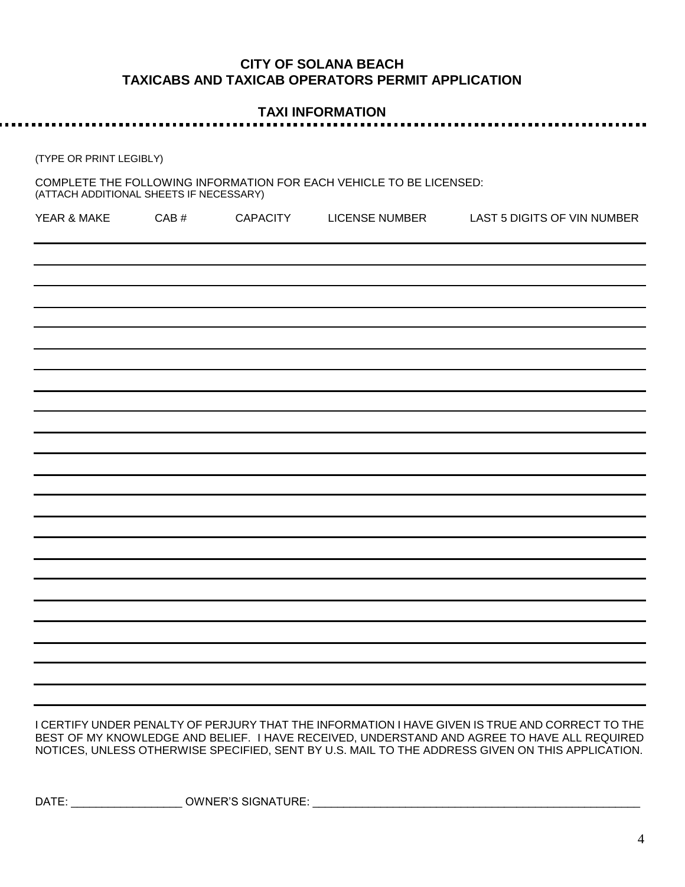# CITY OF SOLANA BEACH
# TAXICABS AND TAXICAB OPERATORS PERMIT APPLICATION

## TAXI INFORMATION

(TYPE OR PRINT LEGIBLY)

COMPLETE THE FOLLOWING INFORMATION FOR EACH VEHICLE TO BE LICENSED:
(ATTACH ADDITIONAL SHEETS IF NECESSARY)

| YEAR & MAKE | CAB # | CAPACITY | LICENSE NUMBER | LAST 5 DIGITS OF VIN NUMBER |
|---|---|---|---|---|
| | | | | |
| | | | | |
| | | | | |
| | | | | |
| | | | | |
| | | | | |
| | | | | |
| | | | | |
| | | | | |
| | | | | |
| | | | | |
| | | | | |
| | | | | |
| | | | | |
| | | | | |
| | | | | |
| | | | | |
| | | | | |
| | | | | |
| | | | | |
| | | | | |
| | | | | |

I CERTIFY UNDER PENALTY OF PERJURY THAT THE INFORMATION I HAVE GIVEN IS TRUE AND CORRECT TO THE BEST OF MY KNOWLEDGE AND BELIEF. I HAVE RECEIVED, UNDERSTAND AND AGREE TO HAVE ALL REQUIRED NOTICES, UNLESS OTHERWISE SPECIFIED, SENT BY U.S. MAIL TO THE ADDRESS GIVEN ON THIS APPLICATION.

DATE: ________________ OWNER'S SIGNATURE: ____________________________________________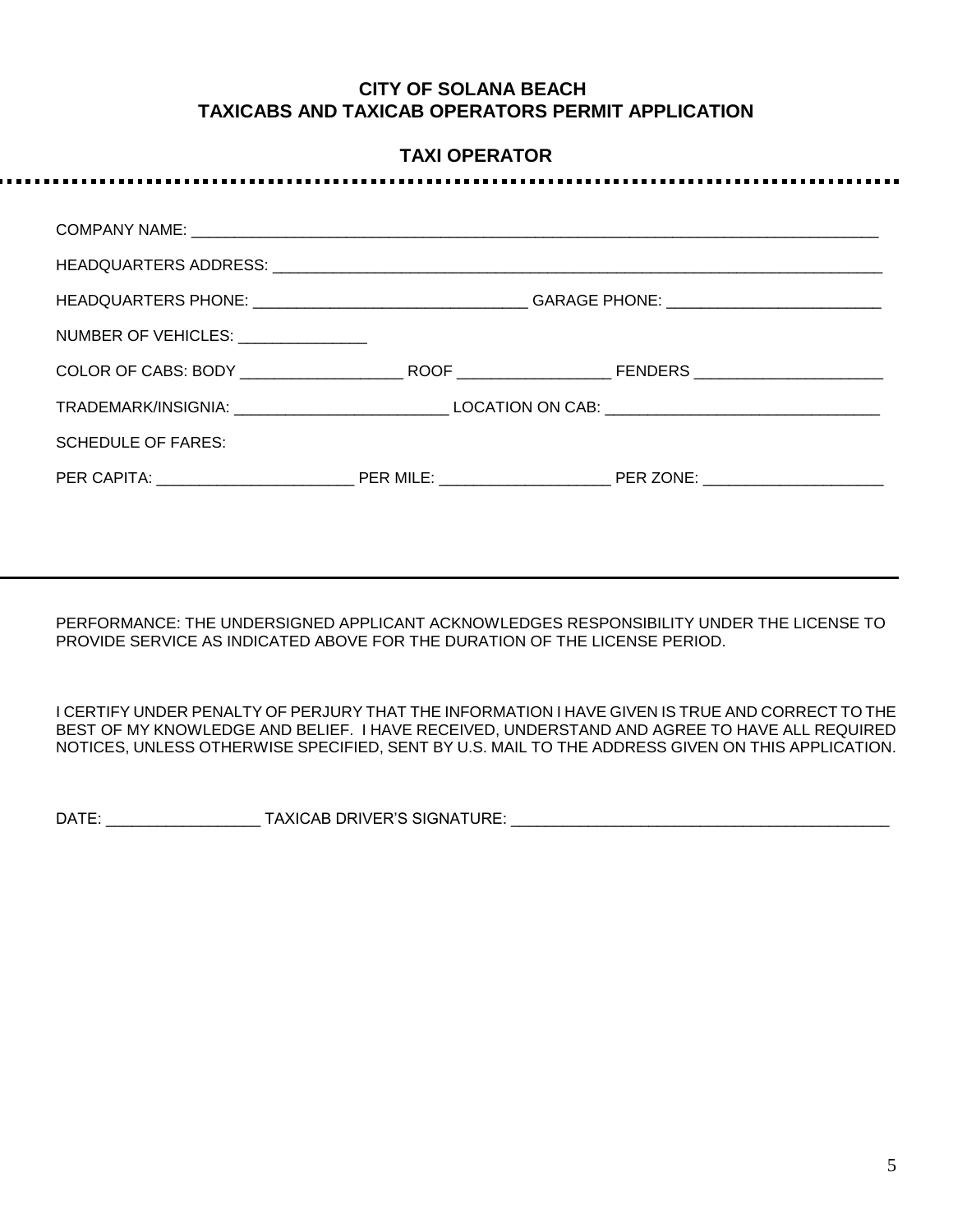# CITY OF SOLANA BEACH
# TAXICABS AND TAXICAB OPERATORS PERMIT APPLICATION

## TAXI OPERATOR

COMPANY NAME: ____________________________________________________________________________

HEADQUARTERS ADDRESS: ______________________________________________________________________

HEADQUARTERS PHONE: ______________________________ GARAGE PHONE: _______________________

NUMBER OF VEHICLES: ______________

COLOR OF CABS: BODY __________________ ROOF ________________ FENDERS ____________________

TRADEMARK/INSIGNIA: _______________________ LOCATION ON CAB: ______________________________

SCHEDULE OF FARES:

PER CAPITA: ______________________ PER MILE: __________________ PER ZONE: ____________________

---

PERFORMANCE: THE UNDERSIGNED APPLICANT ACKNOWLEDGES RESPONSIBILITY UNDER THE LICENSE TO PROVIDE SERVICE AS INDICATED ABOVE FOR THE DURATION OF THE LICENSE PERIOD.

I CERTIFY UNDER PENALTY OF PERJURY THAT THE INFORMATION I HAVE GIVEN IS TRUE AND CORRECT TO THE BEST OF MY KNOWLEDGE AND BELIEF. I HAVE RECEIVED, UNDERSTAND AND AGREE TO HAVE ALL REQUIRED NOTICES, UNLESS OTHERWISE SPECIFIED, SENT BY U.S. MAIL TO THE ADDRESS GIVEN ON THIS APPLICATION.

DATE: _________________ TAXICAB DRIVER'S SIGNATURE: __________________________________________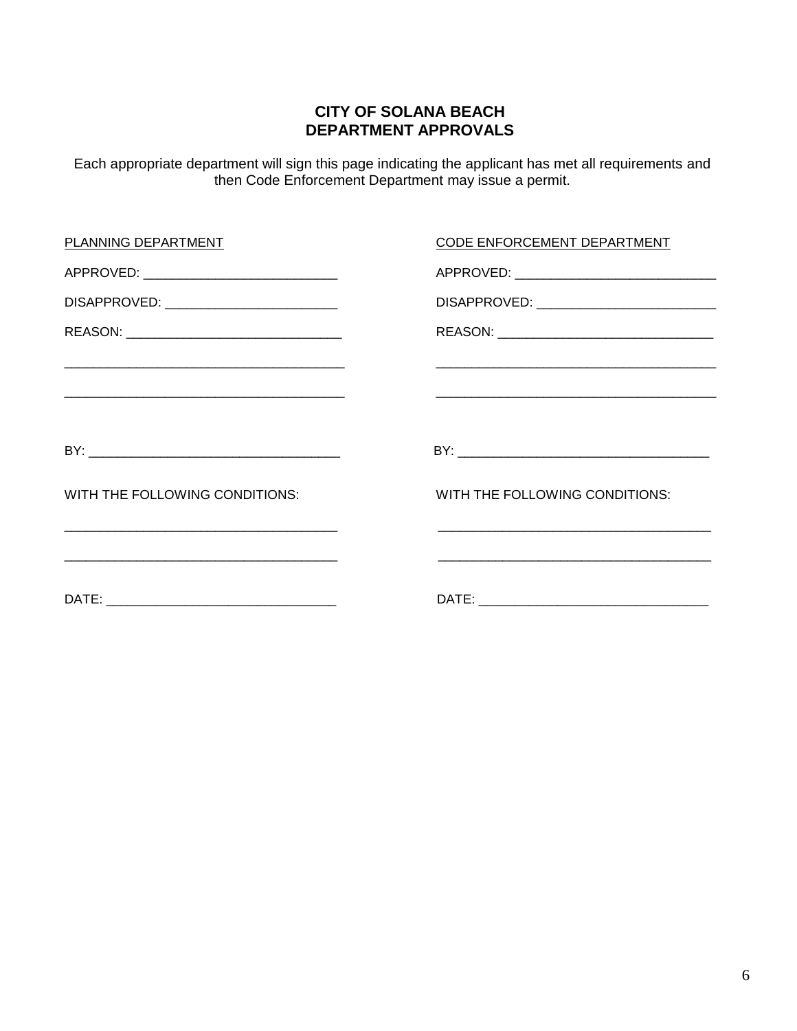# CITY OF SOLANA BEACH
# DEPARTMENT APPROVALS

Each appropriate department will sign this page indicating the applicant has met all requirements and then Code Enforcement Department may issue a permit.

PLANNING DEPARTMENT

APPROVED: ___________________________

DISAPPROVED: ________________________

REASON: ______________________________

_______________________________________

_______________________________________

BY: ___________________________________

WITH THE FOLLOWING CONDITIONS:

_______________________________________

_______________________________________

DATE: _________________________________

CODE ENFORCEMENT DEPARTMENT

APPROVED: ___________________________

DISAPPROVED: ________________________

REASON: ______________________________

_______________________________________

_______________________________________

BY: ___________________________________

WITH THE FOLLOWING CONDITIONS:

_______________________________________

_______________________________________

DATE: _________________________________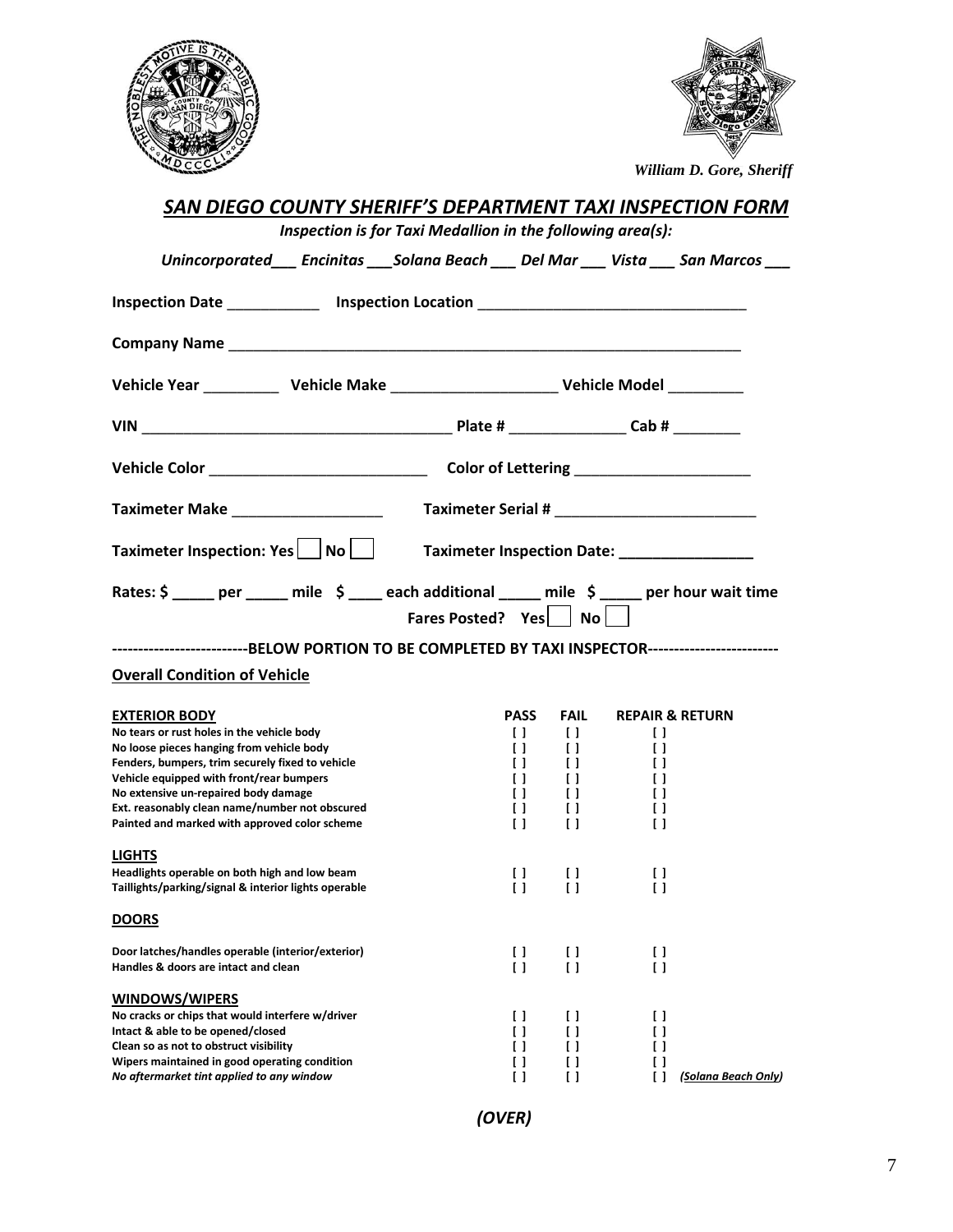William D. Gore, Sheriff

## *SAN DIEGO COUNTY SHERIFF'S DEPARTMENT TAXI INSPECTION FORM*

***Inspection is for Taxi Medallion in the following area(s):***

***Unincorporated___ Encinitas ___Solana Beach ___ Del Mar ___ Vista ___ San Marcos ___***

**Inspection Date** ___________ **Inspection Location** ________________________________

**Company Name** ________________________________________________________________

**Vehicle Year** _________ **Vehicle Make** ___________________ **Vehicle Model** _________

**VIN** ____________________________________ **Plate #** ______________ **Cab #** ________

**Vehicle Color** __________________________ **Color of Lettering** _____________________

**Taximeter Make** __________________ **Taximeter Serial #** ________________________

**Taximeter Inspection: Yes** [ ] **No** [ ] **Taximeter Inspection Date:** ________________

**Rates: $ _____ per _____ mile $ ____ each additional _____ mile $ _____ per hour wait time**

**Fares Posted? Yes** [ ] **No** [ ]

**-------------------------BELOW PORTION TO BE COMPLETED BY TAXI INSPECTOR------------------------**

**Overall Condition of Vehicle**

| EXTERIOR BODY | PASS | FAIL | REPAIR & RETURN |
|---|---|---|---|
| No tears or rust holes in the vehicle body | [ ] | [ ] | [ ] |
| No loose pieces hanging from vehicle body | [ ] | [ ] | [ ] |
| Fenders, bumpers, trim securely fixed to vehicle | [ ] | [ ] | [ ] |
| Vehicle equipped with front/rear bumpers | [ ] | [ ] | [ ] |
| No extensive un-repaired body damage | [ ] | [ ] | [ ] |
| Ext. reasonably clean name/number not obscured | [ ] | [ ] | [ ] |
| Painted and marked with approved color scheme | [ ] | [ ] | [ ] |
| **LIGHTS** | | | |
| Headlights operable on both high and low beam | [ ] | [ ] | [ ] |
| Taillights/parking/signal & interior lights operable | [ ] | [ ] | [ ] |
| **DOORS** | | | |
| Door latches/handles operable (interior/exterior) | [ ] | [ ] | [ ] |
| Handles & doors are intact and clean | [ ] | [ ] | [ ] |
| **WINDOWS/WIPERS** | | | |
| No cracks or chips that would interfere w/driver | [ ] | [ ] | [ ] |
| Intact & able to be opened/closed | [ ] | [ ] | [ ] |
| Clean so as not to obstruct visibility | [ ] | [ ] | [ ] |
| Wipers maintained in good operating condition | [ ] | [ ] | [ ] |
| *No aftermarket tint applied to any window* | [ ] | [ ] | [ ] *(Solana Beach Only)* |

*(OVER)*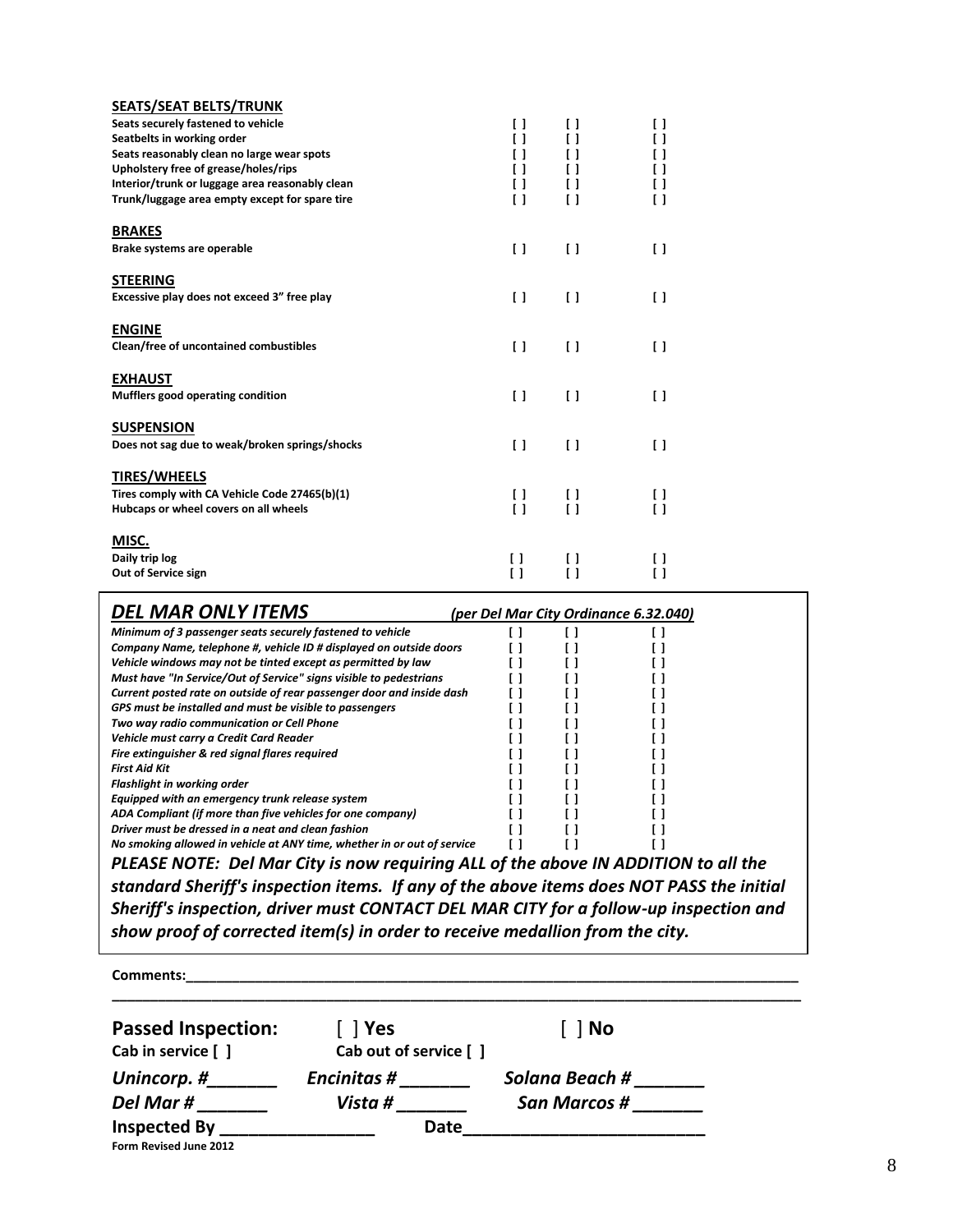**SEATS/SEAT BELTS/TRUNK**

| | | | |
|---|---|---|---|
| **Seats securely fastened to vehicle** | [ ] | [ ] | [ ] |
| **Seatbelts in working order** | [ ] | [ ] | [ ] |
| **Seats reasonably clean no large wear spots** | [ ] | [ ] | [ ] |
| **Upholstery free of grease/holes/rips** | [ ] | [ ] | [ ] |
| **Interior/trunk or luggage area reasonably clean** | [ ] | [ ] | [ ] |
| **Trunk/luggage area empty except for spare tire** | [ ] | [ ] | [ ] |

**BRAKES**

| | | | |
|---|---|---|---|
| **Brake systems are operable** | [ ] | [ ] | [ ] |

**STEERING**

| | | | |
|---|---|---|---|
| **Excessive play does not exceed 3" free play** | [ ] | [ ] | [ ] |

**ENGINE**

| | | | |
|---|---|---|---|
| **Clean/free of uncontained combustibles** | [ ] | [ ] | [ ] |

**EXHAUST**

| | | | |
|---|---|---|---|
| **Mufflers good operating condition** | [ ] | [ ] | [ ] |

**SUSPENSION**

| | | | |
|---|---|---|---|
| **Does not sag due to weak/broken springs/shocks** | [ ] | [ ] | [ ] |

**TIRES/WHEELS**

| | | | |
|---|---|---|---|
| **Tires comply with CA Vehicle Code 27465(b)(1)** | [ ] | [ ] | [ ] |
| **Hubcaps or wheel covers on all wheels** | [ ] | [ ] | [ ] |

**MISC.**

| | | | |
|---|---|---|---|
| **Daily trip log** | [ ] | [ ] | [ ] |
| **Out of Service sign** | [ ] | [ ] | [ ] |

***DEL MAR ONLY ITEMS*** ***(per Del Mar City Ordinance 6.32.040)***

| | | | |
|---|---|---|---|
| ***Minimum of 3 passenger seats securely fastened to vehicle*** | [ ] | [ ] | [ ] |
| ***Company Name, telephone #, vehicle ID # displayed on outside doors*** | [ ] | [ ] | [ ] |
| ***Vehicle windows may not be tinted except as permitted by law*** | [ ] | [ ] | [ ] |
| ***Must have "In Service/Out of Service" signs visible to pedestrians*** | [ ] | [ ] | [ ] |
| ***Current posted rate on outside of rear passenger door and inside dash*** | [ ] | [ ] | [ ] |
| ***GPS must be installed and must be visible to passengers*** | [ ] | [ ] | [ ] |
| ***Two way radio communication or Cell Phone*** | [ ] | [ ] | [ ] |
| ***Vehicle must carry a Credit Card Reader*** | [ ] | [ ] | [ ] |
| ***Fire extinguisher & red signal flares required*** | [ ] | [ ] | [ ] |
| ***First Aid Kit*** | [ ] | [ ] | [ ] |
| ***Flashlight in working order*** | [ ] | [ ] | [ ] |
| ***Equipped with an emergency trunk release system*** | [ ] | [ ] | [ ] |
| ***ADA Compliant (if more than five vehicles for one company)*** | [ ] | [ ] | [ ] |
| ***Driver must be dressed in a neat and clean fashion*** | [ ] | [ ] | [ ] |
| ***No smoking allowed in vehicle at ANY time, whether in or out of service*** | [ ] | [ ] | [ ] |

***PLEASE NOTE: Del Mar City is now requiring ALL of the above IN ADDITION to all the standard Sheriff's inspection items. If any of the above items does NOT PASS the initial Sheriff's inspection, driver must CONTACT DEL MAR CITY for a follow-up inspection and show proof of corrected item(s) in order to receive medallion from the city.***

**Comments:**_____________________________________________________________________________

______________________________________________________________________________________

**Passed Inspection:** [ ] **Yes** [ ] **No**

**Cab in service [ ]** **Cab out of service [ ]**

***Unincorp. #_______*** ***Encinitas # _______*** ***Solana Beach # _______***

***Del Mar # _______*** ***Vista # _______*** ***San Marcos # _______***

**Inspected By ________________** **Date_________________________**

**Form Revised June 2012**